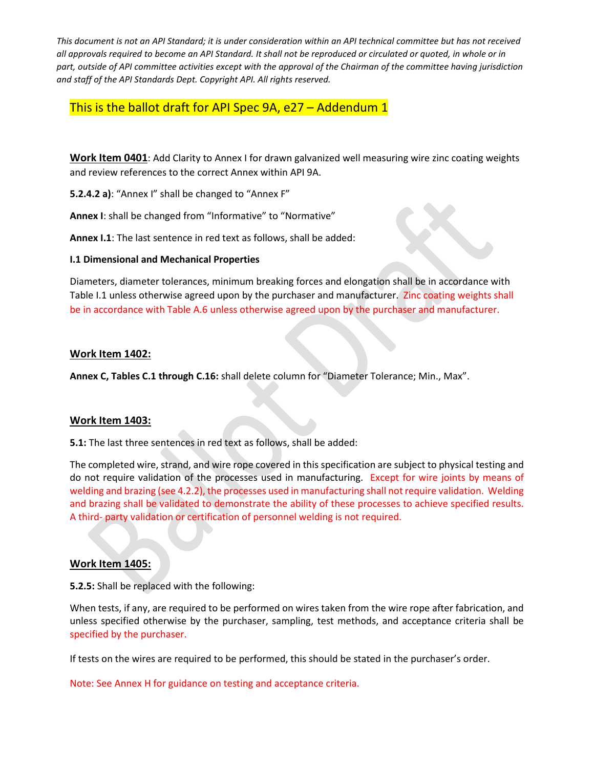*This document is not an API Standard; it is under consideration within an API technical committee but has not received all approvals required to become an API Standard. It shall not be reproduced or circulated or quoted, in whole or in part, outside of API committee activities except with the approval of the Chairman of the committee having jurisdiction and staff of the API Standards Dept. Copyright API. All rights reserved.*

# This is the ballot draft for API Spec 9A, e27 – Addendum 1

**Work Item 0401**: Add Clarity to Annex I for drawn galvanized well measuring wire zinc coating weights and review references to the correct Annex within API 9A.

**5.2.4.2 a)**: "Annex I" shall be changed to "Annex F"

**Annex I**: shall be changed from "Informative" to "Normative"

**Annex I.1**: The last sentence in red text as follows, shall be added:

**I.1 Dimensional and Mechanical Properties**

Diameters, diameter tolerances, minimum breaking forces and elongation shall be in accordance with Table I.1 unless otherwise agreed upon by the purchaser and manufacturer. Zinc coating weights shall be in accordance with Table A.6 unless otherwise agreed upon by the purchaser and manufacturer.

**Work Item 1402:**

**Annex C, Tables C.1 through C.16:** shall delete column for "Diameter Tolerance; Min., Max".

**Work Item 1403:**

**5.1:** The last three sentences in red text as follows, shall be added:

The completed wire, strand, and wire rope covered in this specification are subject to physical testing and do not require validation of the processes used in manufacturing. Except for wire joints by means of welding and brazing (see 4.2.2), the processes used in manufacturing shall not require validation. Welding and brazing shall be validated to demonstrate the ability of these processes to achieve specified results. A third- party validation or certification of personnel welding is not required.

**Work Item 1405:**

**5.2.5:** Shall be replaced with the following:

When tests, if any, are required to be performed on wires taken from the wire rope after fabrication, and unless specified otherwise by the purchaser, sampling, test methods, and acceptance criteria shall be specified by the purchaser.

If tests on the wires are required to be performed, this should be stated in the purchaser's order.

Note: See Annex H for guidance on testing and acceptance criteria.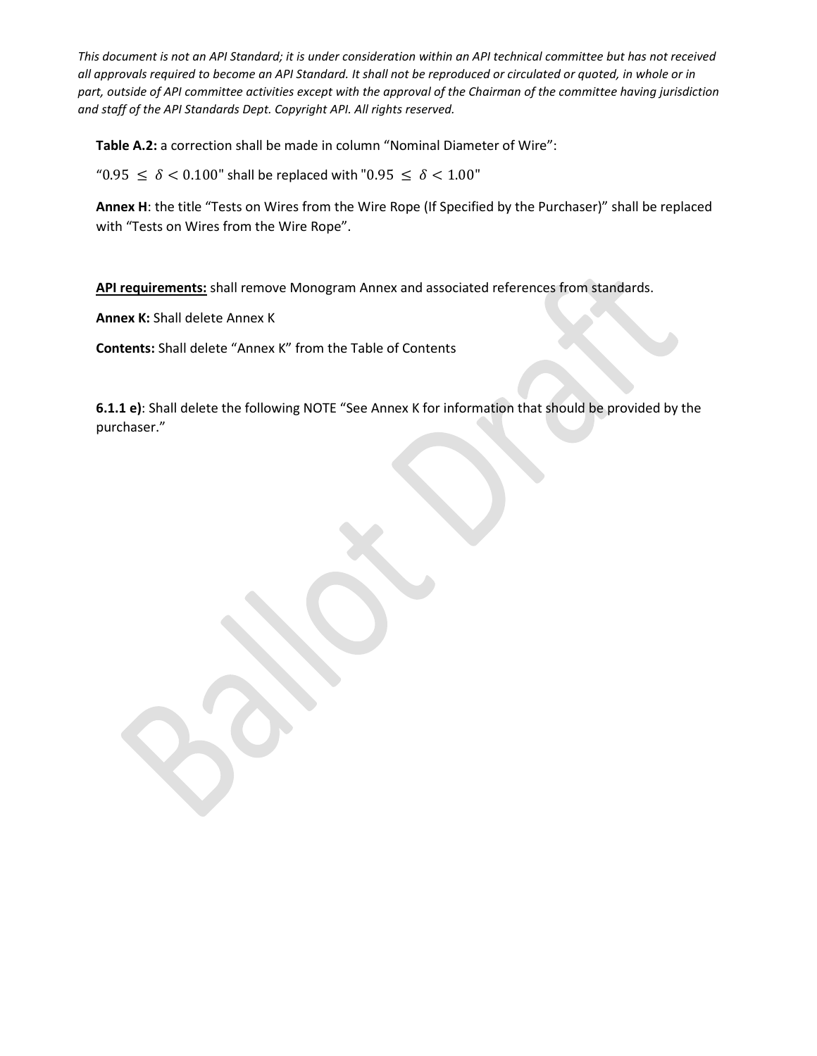**Table A.2:** a correction shall be made in column “Nominal Diameter of Wire”:

“$0.95 \leq \delta < 0.100$" shall be replaced with "$0.95 \leq \delta < 1.00$"

**Annex H**: the title “Tests on Wires from the Wire Rope (If Specified by the Purchaser)” shall be replaced with “Tests on Wires from the Wire Rope”.

**API requirements:** shall remove Monogram Annex and associated references from standards.

**Annex K:** Shall delete Annex K

**Contents:** Shall delete “Annex K” from the Table of Contents

**6.1.1 e)**: Shall delete the following NOTE “See Annex K for information that should be provided by the purchaser.”